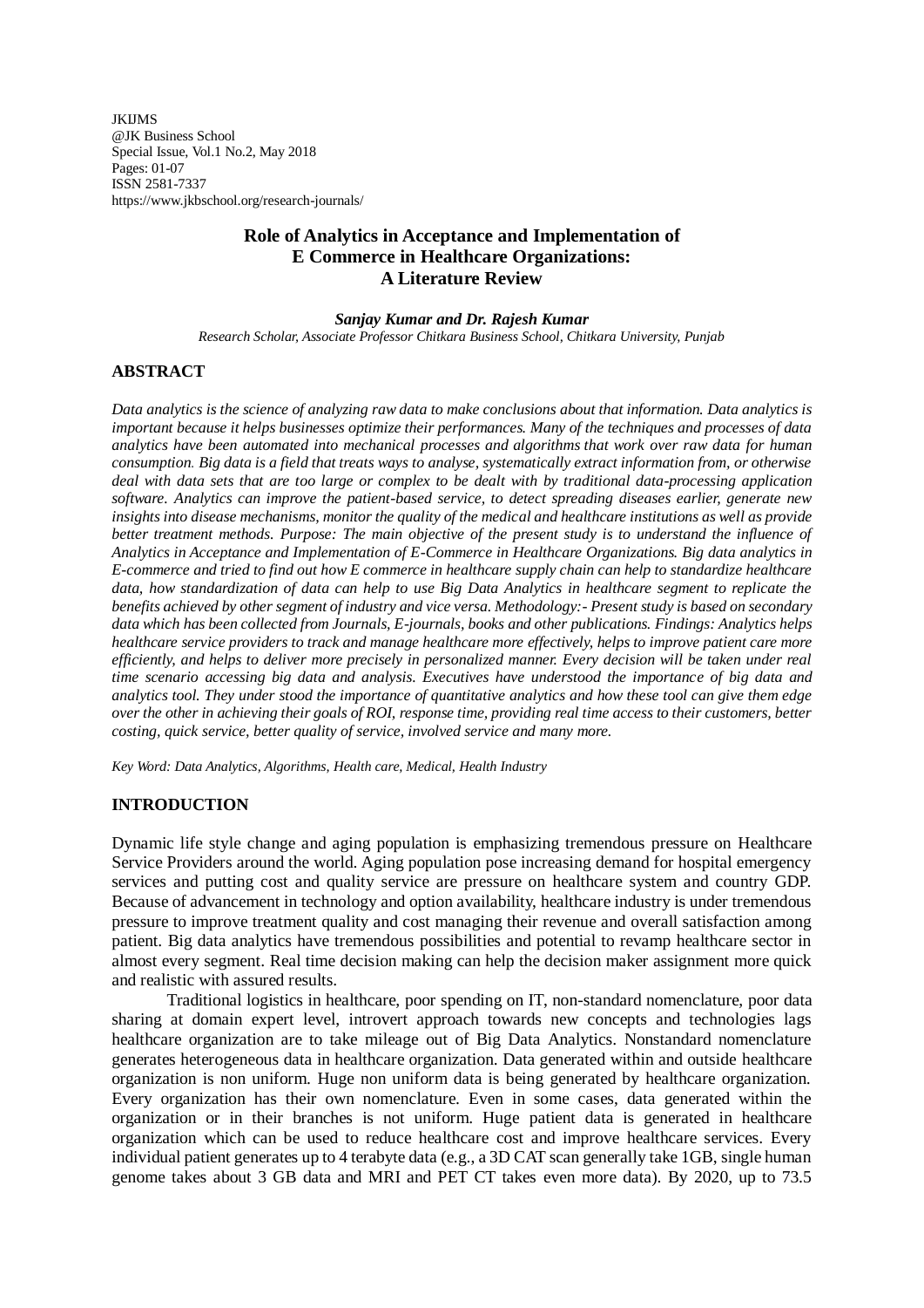JKIJMS
@JK Business School
Special Issue, Vol.1 No.2, May 2018
Pages: 01-07
ISSN 2581-7337
https://www.jkbschool.org/research-journals/

# Role of Analytics in Acceptance and Implementation of E Commerce in Healthcare Organizations: A Literature Review

***Sanjay Kumar and Dr. Rajesh Kumar***

*Research Scholar, Associate Professor Chitkara Business School, Chitkara University, Punjab*

## ABSTRACT

*Data analytics is the science of analyzing raw data to make conclusions about that information. Data analytics is important because it helps businesses optimize their performances. Many of the techniques and processes of data analytics have been automated into mechanical processes and algorithms that work over raw data for human consumption. Big data is a field that treats ways to analyse, systematically extract information from, or otherwise deal with data sets that are too large or complex to be dealt with by traditional data-processing application software. Analytics can improve the patient-based service, to detect spreading diseases earlier, generate new insights into disease mechanisms, monitor the quality of the medical and healthcare institutions as well as provide better treatment methods. Purpose: The main objective of the present study is to understand the influence of Analytics in Acceptance and Implementation of E-Commerce in Healthcare Organizations. Big data analytics in E-commerce and tried to find out how E commerce in healthcare supply chain can help to standardize healthcare data, how standardization of data can help to use Big Data Analytics in healthcare segment to replicate the benefits achieved by other segment of industry and vice versa. Methodology:- Present study is based on secondary data which has been collected from Journals, E-journals, books and other publications. Findings: Analytics helps healthcare service providers to track and manage healthcare more effectively, helps to improve patient care more efficiently, and helps to deliver more precisely in personalized manner. Every decision will be taken under real time scenario accessing big data and analysis. Executives have understood the importance of big data and analytics tool. They under stood the importance of quantitative analytics and how these tool can give them edge over the other in achieving their goals of ROI, response time, providing real time access to their customers, better costing, quick service, better quality of service, involved service and many more.*

*Key Word: Data Analytics, Algorithms, Health care, Medical, Health Industry*

## INTRODUCTION

Dynamic life style change and aging population is emphasizing tremendous pressure on Healthcare Service Providers around the world. Aging population pose increasing demand for hospital emergency services and putting cost and quality service are pressure on healthcare system and country GDP. Because of advancement in technology and option availability, healthcare industry is under tremendous pressure to improve treatment quality and cost managing their revenue and overall satisfaction among patient. Big data analytics have tremendous possibilities and potential to revamp healthcare sector in almost every segment. Real time decision making can help the decision maker assignment more quick and realistic with assured results.

Traditional logistics in healthcare, poor spending on IT, non-standard nomenclature, poor data sharing at domain expert level, introvert approach towards new concepts and technologies lags healthcare organization are to take mileage out of Big Data Analytics. Nonstandard nomenclature generates heterogeneous data in healthcare organization. Data generated within and outside healthcare organization is non uniform. Huge non uniform data is being generated by healthcare organization. Every organization has their own nomenclature. Even in some cases, data generated within the organization or in their branches is not uniform. Huge patient data is generated in healthcare organization which can be used to reduce healthcare cost and improve healthcare services. Every individual patient generates up to 4 terabyte data (e.g., a 3D CAT scan generally take 1GB, single human genome takes about 3 GB data and MRI and PET CT takes even more data). By 2020, up to 73.5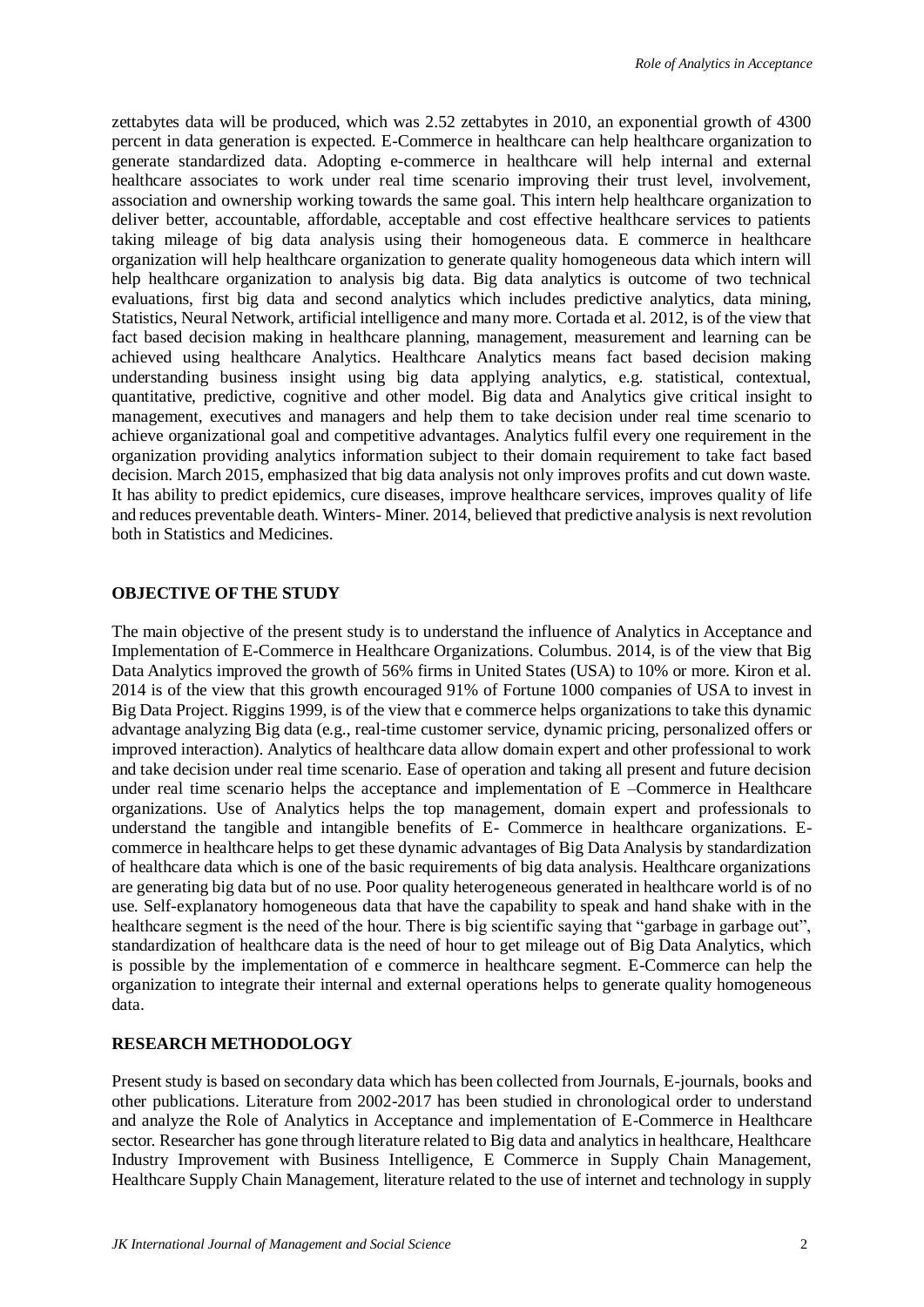zettabytes data will be produced, which was 2.52 zettabytes in 2010, an exponential growth of 4300 percent in data generation is expected. E-Commerce in healthcare can help healthcare organization to generate standardized data. Adopting e-commerce in healthcare will help internal and external healthcare associates to work under real time scenario improving their trust level, involvement, association and ownership working towards the same goal. This intern help healthcare organization to deliver better, accountable, affordable, acceptable and cost effective healthcare services to patients taking mileage of big data analysis using their homogeneous data. E commerce in healthcare organization will help healthcare organization to generate quality homogeneous data which intern will help healthcare organization to analysis big data. Big data analytics is outcome of two technical evaluations, first big data and second analytics which includes predictive analytics, data mining, Statistics, Neural Network, artificial intelligence and many more. Cortada et al. 2012, is of the view that fact based decision making in healthcare planning, management, measurement and learning can be achieved using healthcare Analytics. Healthcare Analytics means fact based decision making understanding business insight using big data applying analytics, e.g. statistical, contextual, quantitative, predictive, cognitive and other model. Big data and Analytics give critical insight to management, executives and managers and help them to take decision under real time scenario to achieve organizational goal and competitive advantages. Analytics fulfil every one requirement in the organization providing analytics information subject to their domain requirement to take fact based decision. March 2015, emphasized that big data analysis not only improves profits and cut down waste. It has ability to predict epidemics, cure diseases, improve healthcare services, improves quality of life and reduces preventable death. Winters- Miner. 2014, believed that predictive analysis is next revolution both in Statistics and Medicines.

## OBJECTIVE OF THE STUDY

The main objective of the present study is to understand the influence of Analytics in Acceptance and Implementation of E-Commerce in Healthcare Organizations. Columbus. 2014, is of the view that Big Data Analytics improved the growth of 56% firms in United States (USA) to 10% or more. Kiron et al. 2014 is of the view that this growth encouraged 91% of Fortune 1000 companies of USA to invest in Big Data Project. Riggins 1999, is of the view that e commerce helps organizations to take this dynamic advantage analyzing Big data (e.g., real-time customer service, dynamic pricing, personalized offers or improved interaction). Analytics of healthcare data allow domain expert and other professional to work and take decision under real time scenario. Ease of operation and taking all present and future decision under real time scenario helps the acceptance and implementation of E –Commerce in Healthcare organizations. Use of Analytics helps the top management, domain expert and professionals to understand the tangible and intangible benefits of E- Commerce in healthcare organizations. E-commerce in healthcare helps to get these dynamic advantages of Big Data Analysis by standardization of healthcare data which is one of the basic requirements of big data analysis. Healthcare organizations are generating big data but of no use. Poor quality heterogeneous generated in healthcare world is of no use. Self-explanatory homogeneous data that have the capability to speak and hand shake with in the healthcare segment is the need of the hour. There is big scientific saying that "garbage in garbage out", standardization of healthcare data is the need of hour to get mileage out of Big Data Analytics, which is possible by the implementation of e commerce in healthcare segment. E-Commerce can help the organization to integrate their internal and external operations helps to generate quality homogeneous data.

## RESEARCH METHODOLOGY

Present study is based on secondary data which has been collected from Journals, E-journals, books and other publications. Literature from 2002-2017 has been studied in chronological order to understand and analyze the Role of Analytics in Acceptance and implementation of E-Commerce in Healthcare sector. Researcher has gone through literature related to Big data and analytics in healthcare, Healthcare Industry Improvement with Business Intelligence, E Commerce in Supply Chain Management, Healthcare Supply Chain Management, literature related to the use of internet and technology in supply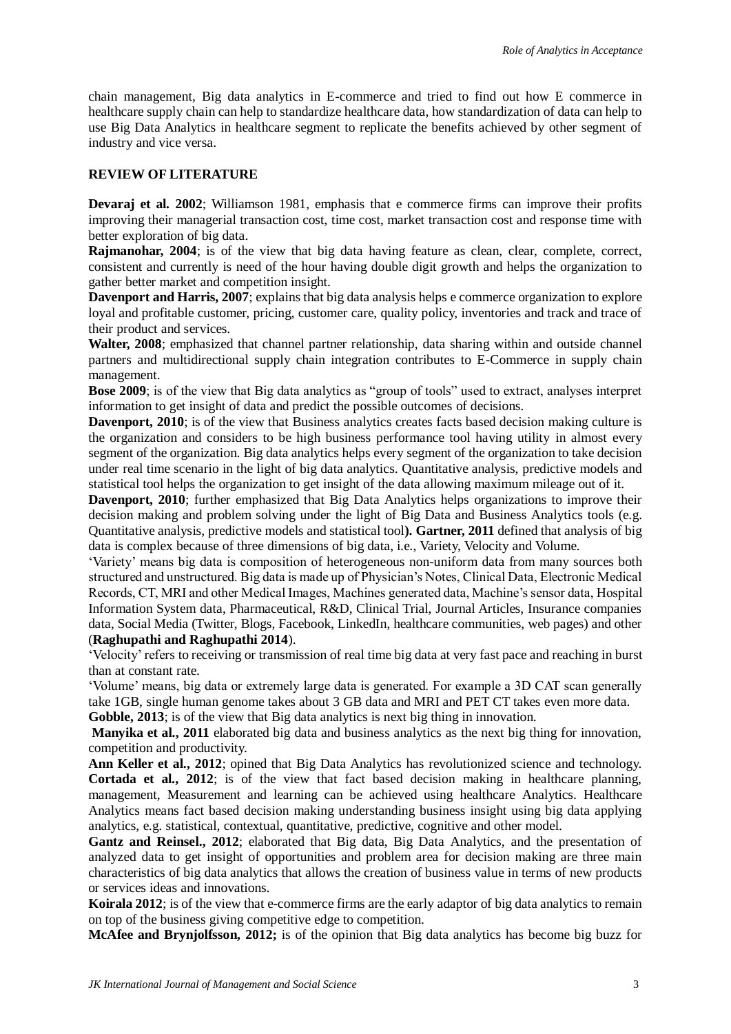chain management, Big data analytics in E-commerce and tried to find out how E commerce in healthcare supply chain can help to standardize healthcare data, how standardization of data can help to use Big Data Analytics in healthcare segment to replicate the benefits achieved by other segment of industry and vice versa.

## REVIEW OF LITERATURE

**Devaraj et al. 2002**; Williamson 1981, emphasis that e commerce firms can improve their profits improving their managerial transaction cost, time cost, market transaction cost and response time with better exploration of big data.

**Rajmanohar, 2004**; is of the view that big data having feature as clean, clear, complete, correct, consistent and currently is need of the hour having double digit growth and helps the organization to gather better market and competition insight.

**Davenport and Harris, 2007**; explains that big data analysis helps e commerce organization to explore loyal and profitable customer, pricing, customer care, quality policy, inventories and track and trace of their product and services.

**Walter, 2008**; emphasized that channel partner relationship, data sharing within and outside channel partners and multidirectional supply chain integration contributes to E-Commerce in supply chain management.

**Bose 2009**; is of the view that Big data analytics as "group of tools" used to extract, analyses interpret information to get insight of data and predict the possible outcomes of decisions.

**Davenport, 2010**; is of the view that Business analytics creates facts based decision making culture is the organization and considers to be high business performance tool having utility in almost every segment of the organization. Big data analytics helps every segment of the organization to take decision under real time scenario in the light of big data analytics. Quantitative analysis, predictive models and statistical tool helps the organization to get insight of the data allowing maximum mileage out of it.

**Davenport, 2010**; further emphasized that Big Data Analytics helps organizations to improve their decision making and problem solving under the light of Big Data and Business Analytics tools (e.g. Quantitative analysis, predictive models and statistical tool**). Gartner, 2011** defined that analysis of big data is complex because of three dimensions of big data, i.e., Variety, Velocity and Volume.

'Variety' means big data is composition of heterogeneous non-uniform data from many sources both structured and unstructured. Big data is made up of Physician's Notes, Clinical Data, Electronic Medical Records, CT, MRI and other Medical Images, Machines generated data, Machine's sensor data, Hospital Information System data, Pharmaceutical, R&D, Clinical Trial, Journal Articles, Insurance companies data, Social Media (Twitter, Blogs, Facebook, LinkedIn, healthcare communities, web pages) and other (**Raghupathi and Raghupathi 2014**).

'Velocity' refers to receiving or transmission of real time big data at very fast pace and reaching in burst than at constant rate.

'Volume' means, big data or extremely large data is generated. For example a 3D CAT scan generally take 1GB, single human genome takes about 3 GB data and MRI and PET CT takes even more data.

**Gobble, 2013**; is of the view that Big data analytics is next big thing in innovation.

**Manyika et al., 2011** elaborated big data and business analytics as the next big thing for innovation, competition and productivity.

**Ann Keller et al., 2012**; opined that Big Data Analytics has revolutionized science and technology. **Cortada et al., 2012**; is of the view that fact based decision making in healthcare planning, management, Measurement and learning can be achieved using healthcare Analytics. Healthcare Analytics means fact based decision making understanding business insight using big data applying analytics, e.g. statistical, contextual, quantitative, predictive, cognitive and other model.

**Gantz and Reinsel., 2012**; elaborated that Big data, Big Data Analytics, and the presentation of analyzed data to get insight of opportunities and problem area for decision making are three main characteristics of big data analytics that allows the creation of business value in terms of new products or services ideas and innovations.

**Koirala 2012**; is of the view that e-commerce firms are the early adaptor of big data analytics to remain on top of the business giving competitive edge to competition.

**McAfee and Brynjolfsson, 2012;** is of the opinion that Big data analytics has become big buzz for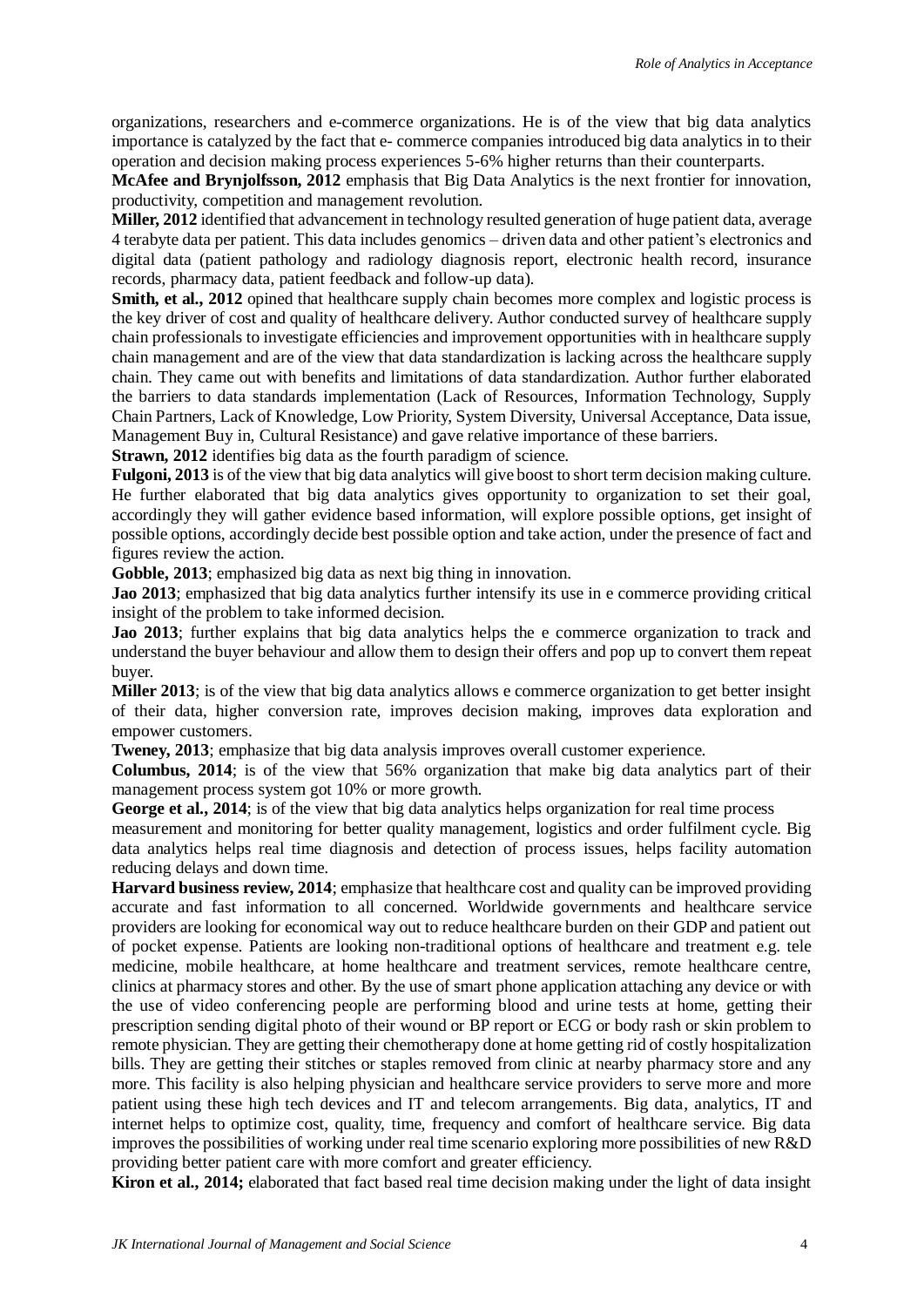organizations, researchers and e-commerce organizations. He is of the view that big data analytics importance is catalyzed by the fact that e- commerce companies introduced big data analytics in to their operation and decision making process experiences 5-6% higher returns than their counterparts.

**McAfee and Brynjolfsson, 2012** emphasis that Big Data Analytics is the next frontier for innovation, productivity, competition and management revolution.

**Miller, 2012** identified that advancement in technology resulted generation of huge patient data, average 4 terabyte data per patient. This data includes genomics – driven data and other patient's electronics and digital data (patient pathology and radiology diagnosis report, electronic health record, insurance records, pharmacy data, patient feedback and follow-up data).

**Smith, et al., 2012** opined that healthcare supply chain becomes more complex and logistic process is the key driver of cost and quality of healthcare delivery. Author conducted survey of healthcare supply chain professionals to investigate efficiencies and improvement opportunities with in healthcare supply chain management and are of the view that data standardization is lacking across the healthcare supply chain. They came out with benefits and limitations of data standardization. Author further elaborated the barriers to data standards implementation (Lack of Resources, Information Technology, Supply Chain Partners, Lack of Knowledge, Low Priority, System Diversity, Universal Acceptance, Data issue, Management Buy in, Cultural Resistance) and gave relative importance of these barriers.

**Strawn, 2012** identifies big data as the fourth paradigm of science.

**Fulgoni, 2013** is of the view that big data analytics will give boost to short term decision making culture. He further elaborated that big data analytics gives opportunity to organization to set their goal, accordingly they will gather evidence based information, will explore possible options, get insight of possible options, accordingly decide best possible option and take action, under the presence of fact and figures review the action.

**Gobble, 2013**; emphasized big data as next big thing in innovation.

**Jao 2013**; emphasized that big data analytics further intensify its use in e commerce providing critical insight of the problem to take informed decision.

**Jao 2013**; further explains that big data analytics helps the e commerce organization to track and understand the buyer behaviour and allow them to design their offers and pop up to convert them repeat buyer.

**Miller 2013**; is of the view that big data analytics allows e commerce organization to get better insight of their data, higher conversion rate, improves decision making, improves data exploration and empower customers.

**Tweney, 2013**; emphasize that big data analysis improves overall customer experience.

**Columbus, 2014**; is of the view that 56% organization that make big data analytics part of their management process system got 10% or more growth.

**George et al., 2014**; is of the view that big data analytics helps organization for real time process measurement and monitoring for better quality management, logistics and order fulfilment cycle. Big data analytics helps real time diagnosis and detection of process issues, helps facility automation reducing delays and down time.

**Harvard business review, 2014**; emphasize that healthcare cost and quality can be improved providing accurate and fast information to all concerned. Worldwide governments and healthcare service providers are looking for economical way out to reduce healthcare burden on their GDP and patient out of pocket expense. Patients are looking non-traditional options of healthcare and treatment e.g. tele medicine, mobile healthcare, at home healthcare and treatment services, remote healthcare centre, clinics at pharmacy stores and other. By the use of smart phone application attaching any device or with the use of video conferencing people are performing blood and urine tests at home, getting their prescription sending digital photo of their wound or BP report or ECG or body rash or skin problem to remote physician. They are getting their chemotherapy done at home getting rid of costly hospitalization bills. They are getting their stitches or staples removed from clinic at nearby pharmacy store and any more. This facility is also helping physician and healthcare service providers to serve more and more patient using these high tech devices and IT and telecom arrangements. Big data, analytics, IT and internet helps to optimize cost, quality, time, frequency and comfort of healthcare service. Big data improves the possibilities of working under real time scenario exploring more possibilities of new R&D providing better patient care with more comfort and greater efficiency.

**Kiron et al., 2014;** elaborated that fact based real time decision making under the light of data insight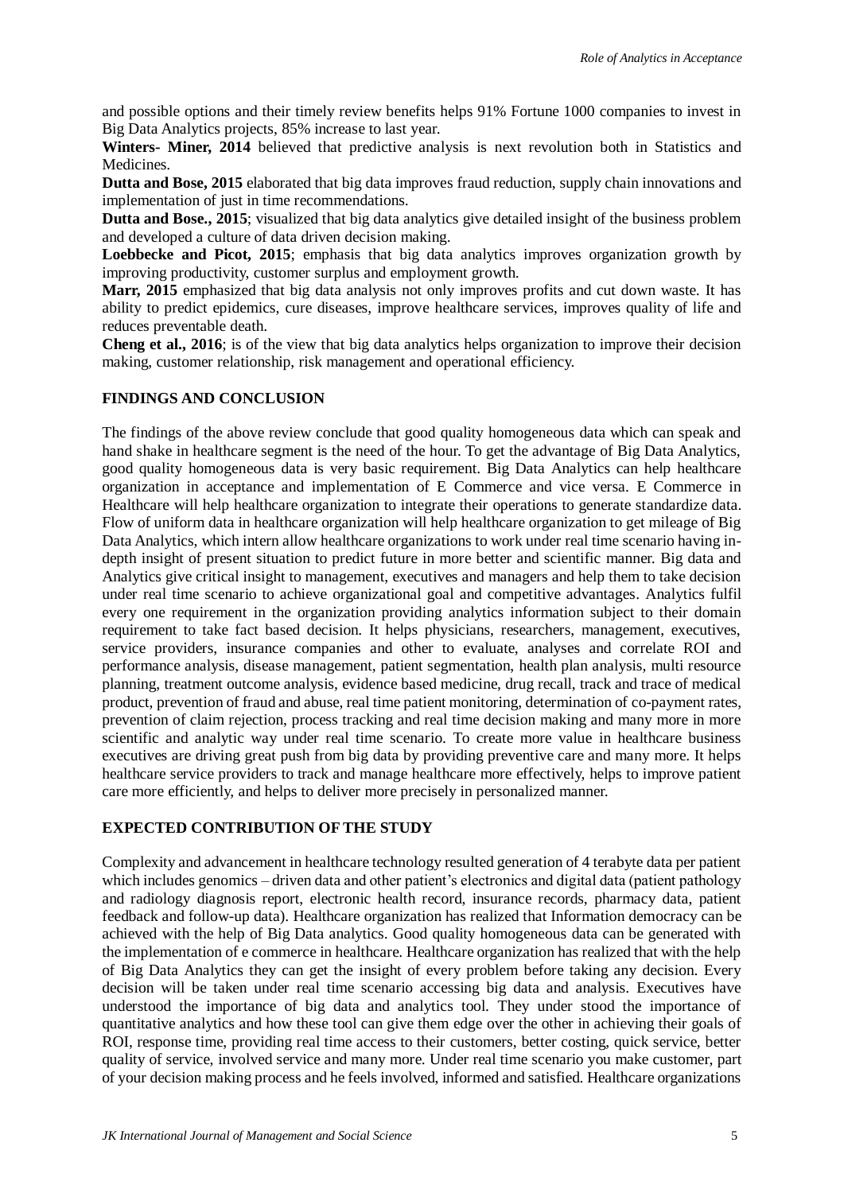and possible options and their timely review benefits helps 91% Fortune 1000 companies to invest in Big Data Analytics projects, 85% increase to last year.

**Winters- Miner, 2014** believed that predictive analysis is next revolution both in Statistics and Medicines.

**Dutta and Bose, 2015** elaborated that big data improves fraud reduction, supply chain innovations and implementation of just in time recommendations.

**Dutta and Bose., 2015**; visualized that big data analytics give detailed insight of the business problem and developed a culture of data driven decision making.

**Loebbecke and Picot, 2015**; emphasis that big data analytics improves organization growth by improving productivity, customer surplus and employment growth.

**Marr, 2015** emphasized that big data analysis not only improves profits and cut down waste. It has ability to predict epidemics, cure diseases, improve healthcare services, improves quality of life and reduces preventable death.

**Cheng et al., 2016**; is of the view that big data analytics helps organization to improve their decision making, customer relationship, risk management and operational efficiency.

## FINDINGS AND CONCLUSION

The findings of the above review conclude that good quality homogeneous data which can speak and hand shake in healthcare segment is the need of the hour. To get the advantage of Big Data Analytics, good quality homogeneous data is very basic requirement. Big Data Analytics can help healthcare organization in acceptance and implementation of E Commerce and vice versa. E Commerce in Healthcare will help healthcare organization to integrate their operations to generate standardize data. Flow of uniform data in healthcare organization will help healthcare organization to get mileage of Big Data Analytics, which intern allow healthcare organizations to work under real time scenario having in-depth insight of present situation to predict future in more better and scientific manner. Big data and Analytics give critical insight to management, executives and managers and help them to take decision under real time scenario to achieve organizational goal and competitive advantages. Analytics fulfil every one requirement in the organization providing analytics information subject to their domain requirement to take fact based decision. It helps physicians, researchers, management, executives, service providers, insurance companies and other to evaluate, analyses and correlate ROI and performance analysis, disease management, patient segmentation, health plan analysis, multi resource planning, treatment outcome analysis, evidence based medicine, drug recall, track and trace of medical product, prevention of fraud and abuse, real time patient monitoring, determination of co-payment rates, prevention of claim rejection, process tracking and real time decision making and many more in more scientific and analytic way under real time scenario. To create more value in healthcare business executives are driving great push from big data by providing preventive care and many more. It helps healthcare service providers to track and manage healthcare more effectively, helps to improve patient care more efficiently, and helps to deliver more precisely in personalized manner.

## EXPECTED CONTRIBUTION OF THE STUDY

Complexity and advancement in healthcare technology resulted generation of 4 terabyte data per patient which includes genomics – driven data and other patient's electronics and digital data (patient pathology and radiology diagnosis report, electronic health record, insurance records, pharmacy data, patient feedback and follow-up data). Healthcare organization has realized that Information democracy can be achieved with the help of Big Data analytics. Good quality homogeneous data can be generated with the implementation of e commerce in healthcare. Healthcare organization has realized that with the help of Big Data Analytics they can get the insight of every problem before taking any decision. Every decision will be taken under real time scenario accessing big data and analysis. Executives have understood the importance of big data and analytics tool. They under stood the importance of quantitative analytics and how these tool can give them edge over the other in achieving their goals of ROI, response time, providing real time access to their customers, better costing, quick service, better quality of service, involved service and many more. Under real time scenario you make customer, part of your decision making process and he feels involved, informed and satisfied. Healthcare organizations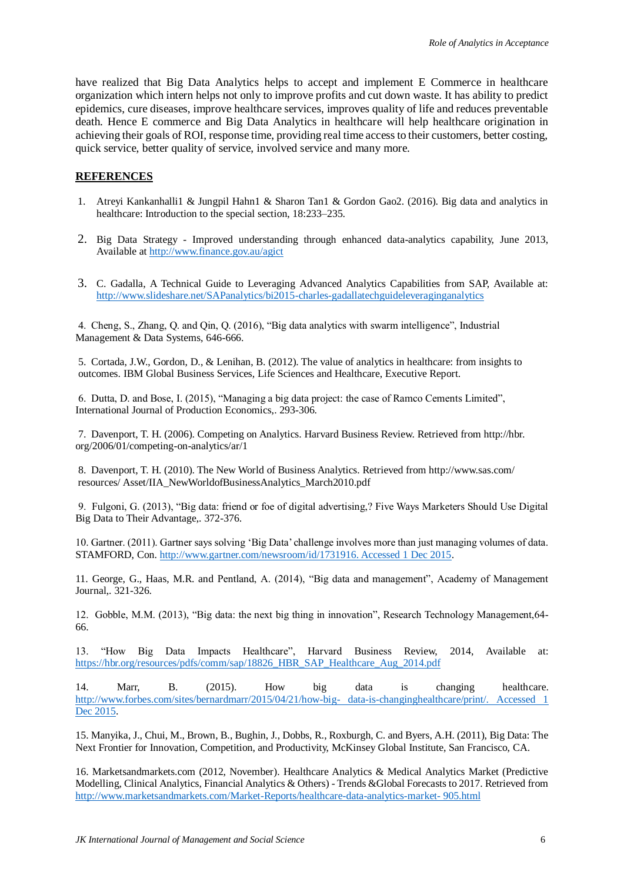have realized that Big Data Analytics helps to accept and implement E Commerce in healthcare organization which intern helps not only to improve profits and cut down waste. It has ability to predict epidemics, cure diseases, improve healthcare services, improves quality of life and reduces preventable death. Hence E commerce and Big Data Analytics in healthcare will help healthcare origination in achieving their goals of ROI, response time, providing real time access to their customers, better costing, quick service, better quality of service, involved service and many more.

## REFERENCES

1. Atreyi Kankanhalli1 & Jungpil Hahn1 & Sharon Tan1 & Gordon Gao2. (2016). Big data and analytics in healthcare: Introduction to the special section, 18:233–235.

2. Big Data Strategy - Improved understanding through enhanced data-analytics capability, June 2013, Available at http://www.finance.gov.au/agict

3. C. Gadalla, A Technical Guide to Leveraging Advanced Analytics Capabilities from SAP, Available at: http://www.slideshare.net/SAPanalytics/bi2015-charles-gadallatechguideleveraginganalytics

4. Cheng, S., Zhang, Q. and Qin, Q. (2016), "Big data analytics with swarm intelligence", Industrial Management & Data Systems, 646-666.

5. Cortada, J.W., Gordon, D., & Lenihan, B. (2012). The value of analytics in healthcare: from insights to outcomes. IBM Global Business Services, Life Sciences and Healthcare, Executive Report.

6. Dutta, D. and Bose, I. (2015), "Managing a big data project: the case of Ramco Cements Limited", International Journal of Production Economics,. 293-306.

7. Davenport, T. H. (2006). Competing on Analytics. Harvard Business Review. Retrieved from http://hbr. org/2006/01/competing-on-analytics/ar/1

8. Davenport, T. H. (2010). The New World of Business Analytics. Retrieved from http://www.sas.com/ resources/ Asset/IIA_NewWorldofBusinessAnalytics_March2010.pdf

9. Fulgoni, G. (2013), "Big data: friend or foe of digital advertising,? Five Ways Marketers Should Use Digital Big Data to Their Advantage,. 372-376.

10. Gartner. (2011). Gartner says solving 'Big Data' challenge involves more than just managing volumes of data. STAMFORD, Con. http://www.gartner.com/newsroom/id/1731916. Accessed 1 Dec 2015.

11. George, G., Haas, M.R. and Pentland, A. (2014), "Big data and management", Academy of Management Journal,. 321-326.

12. Gobble, M.M. (2013), "Big data: the next big thing in innovation", Research Technology Management,64-66.

13. "How Big Data Impacts Healthcare", Harvard Business Review, 2014, Available at: https://hbr.org/resources/pdfs/comm/sap/18826_HBR_SAP_Healthcare_Aug_2014.pdf

14. Marr, B. (2015). How big data is changing healthcare. http://www.forbes.com/sites/bernardmarr/2015/04/21/how-big- data-is-changinghealthcare/print/. Accessed 1 Dec 2015.

15. Manyika, J., Chui, M., Brown, B., Bughin, J., Dobbs, R., Roxburgh, C. and Byers, A.H. (2011), Big Data: The Next Frontier for Innovation, Competition, and Productivity, McKinsey Global Institute, San Francisco, CA.

16. Marketsandmarkets.com (2012, November). Healthcare Analytics & Medical Analytics Market (Predictive Modelling, Clinical Analytics, Financial Analytics & Others) - Trends &Global Forecasts to 2017. Retrieved from http://www.marketsandmarkets.com/Market-Reports/healthcare-data-analytics-market- 905.html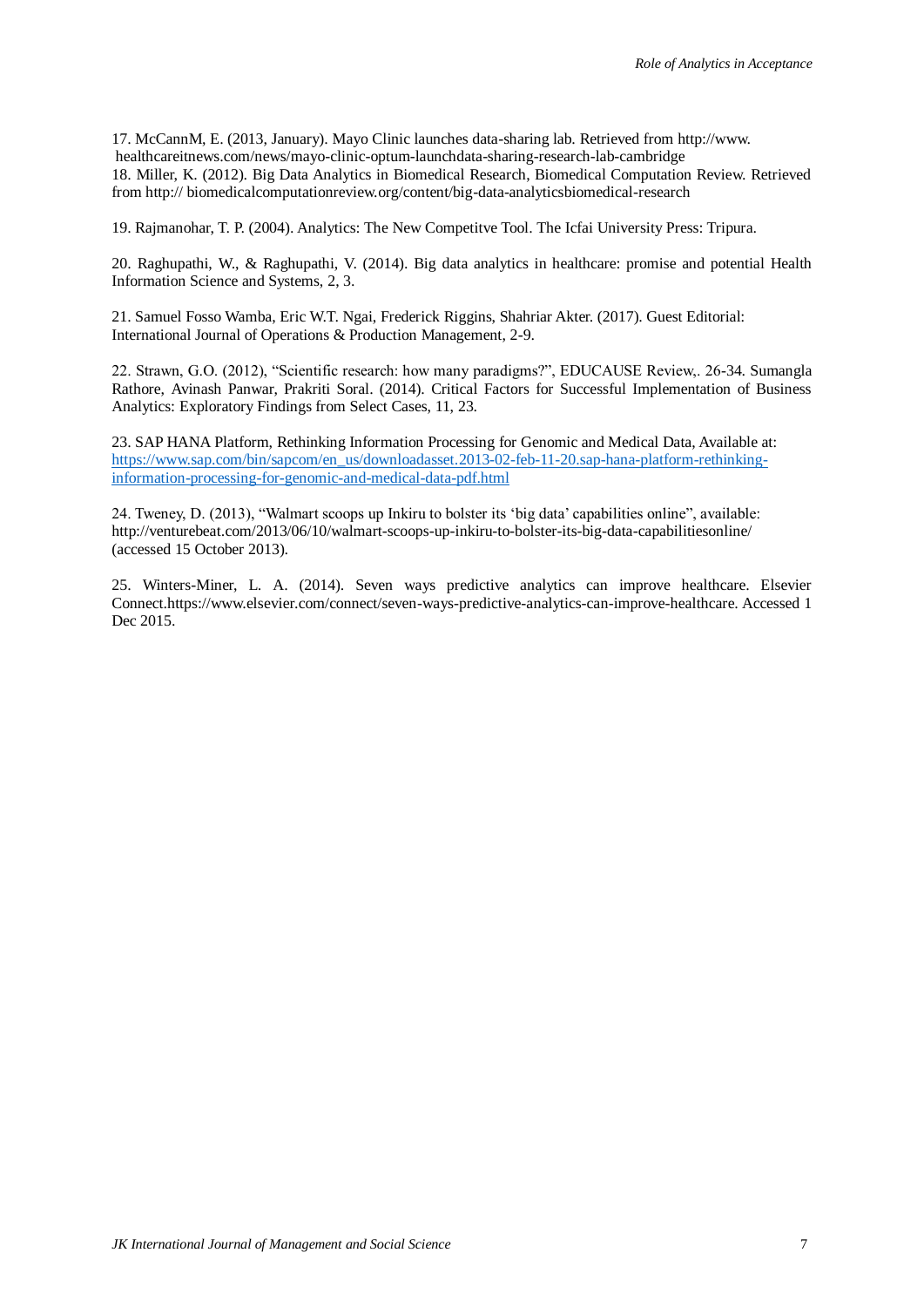17. McCannM, E. (2013, January). Mayo Clinic launches data-sharing lab. Retrieved from http://www. healthcareitnews.com/news/mayo-clinic-optum-launchdata-sharing-research-lab-cambridge
18. Miller, K. (2012). Big Data Analytics in Biomedical Research, Biomedical Computation Review. Retrieved from http:// biomedicalcomputationreview.org/content/big-data-analyticsbiomedical-research

19. Rajmanohar, T. P. (2004). Analytics: The New Competitve Tool. The Icfai University Press: Tripura.

20. Raghupathi, W., & Raghupathi, V. (2014). Big data analytics in healthcare: promise and potential Health Information Science and Systems, 2, 3.

21. Samuel Fosso Wamba, Eric W.T. Ngai, Frederick Riggins, Shahriar Akter. (2017). Guest Editorial: International Journal of Operations & Production Management, 2-9.

22. Strawn, G.O. (2012), "Scientific research: how many paradigms?", EDUCAUSE Review,. 26-34. Sumangla Rathore, Avinash Panwar, Prakriti Soral. (2014). Critical Factors for Successful Implementation of Business Analytics: Exploratory Findings from Select Cases, 11, 23.

23. SAP HANA Platform, Rethinking Information Processing for Genomic and Medical Data, Available at: https://www.sap.com/bin/sapcom/en_us/downloadasset.2013-02-feb-11-20.sap-hana-platform-rethinking-information-processing-for-genomic-and-medical-data-pdf.html

24. Tweney, D. (2013), "Walmart scoops up Inkiru to bolster its 'big data' capabilities online", available: http://venturebeat.com/2013/06/10/walmart-scoops-up-inkiru-to-bolster-its-big-data-capabilitiesonline/ (accessed 15 October 2013).

25. Winters-Miner, L. A. (2014). Seven ways predictive analytics can improve healthcare. Elsevier Connect.https://www.elsevier.com/connect/seven-ways-predictive-analytics-can-improve-healthcare. Accessed 1 Dec 2015.